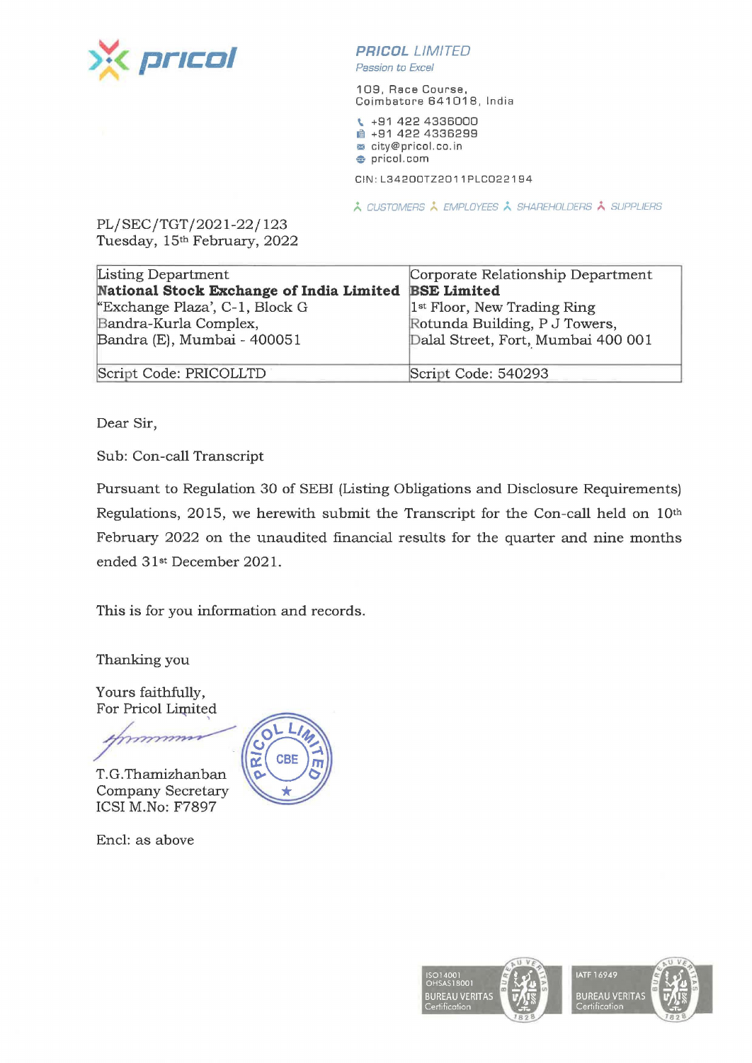pricol

**PRICOL** *LIMITED*
*Passion to Excel*

109, Race Course,
Coimbatore 641018, India

+91 422 4336000
+91 422 4336299
city@pricol.co.in
pricol.com

CIN: L34200TZ2011PLC022194

*CUSTOMERS EMPLOYEES SHAREHOLDERS SUPPLIERS*

PL/SEC/TGT/2021-22/123
Tuesday, 15th February, 2022

| Listing Department<br>**National Stock Exchange of India Limited**<br>"Exchange Plaza', C-1, Block G<br>Bandra-Kurla Complex,<br>Bandra (E), Mumbai - 400051 | Corporate Relationship Department<br>**BSE Limited**<br>1st Floor, New Trading Ring<br>Rotunda Building, P J Towers,<br>Dalal Street, Fort, Mumbai 400 001 |
|---|---|
| Script Code: PRICOLLTD | Script Code: 540293 |

Dear Sir,

Sub: Con-call Transcript

Pursuant to Regulation 30 of SEBI (Listing Obligations and Disclosure Requirements) Regulations, 2015, we herewith submit the Transcript for the Con-call held on 10th February 2022 on the unaudited financial results for the quarter and nine months ended 31st December 2021.

This is for you information and records.

Thanking you

Yours faithfully,
For Pricol Limited

T.G.Thamizhanban
Company Secretary
ICSI M.No: F7897

Encl: as above

ISO14001
OHSAS18001
BUREAU VERITAS
Certification

IATF 16949
BUREAU VERITAS
Certification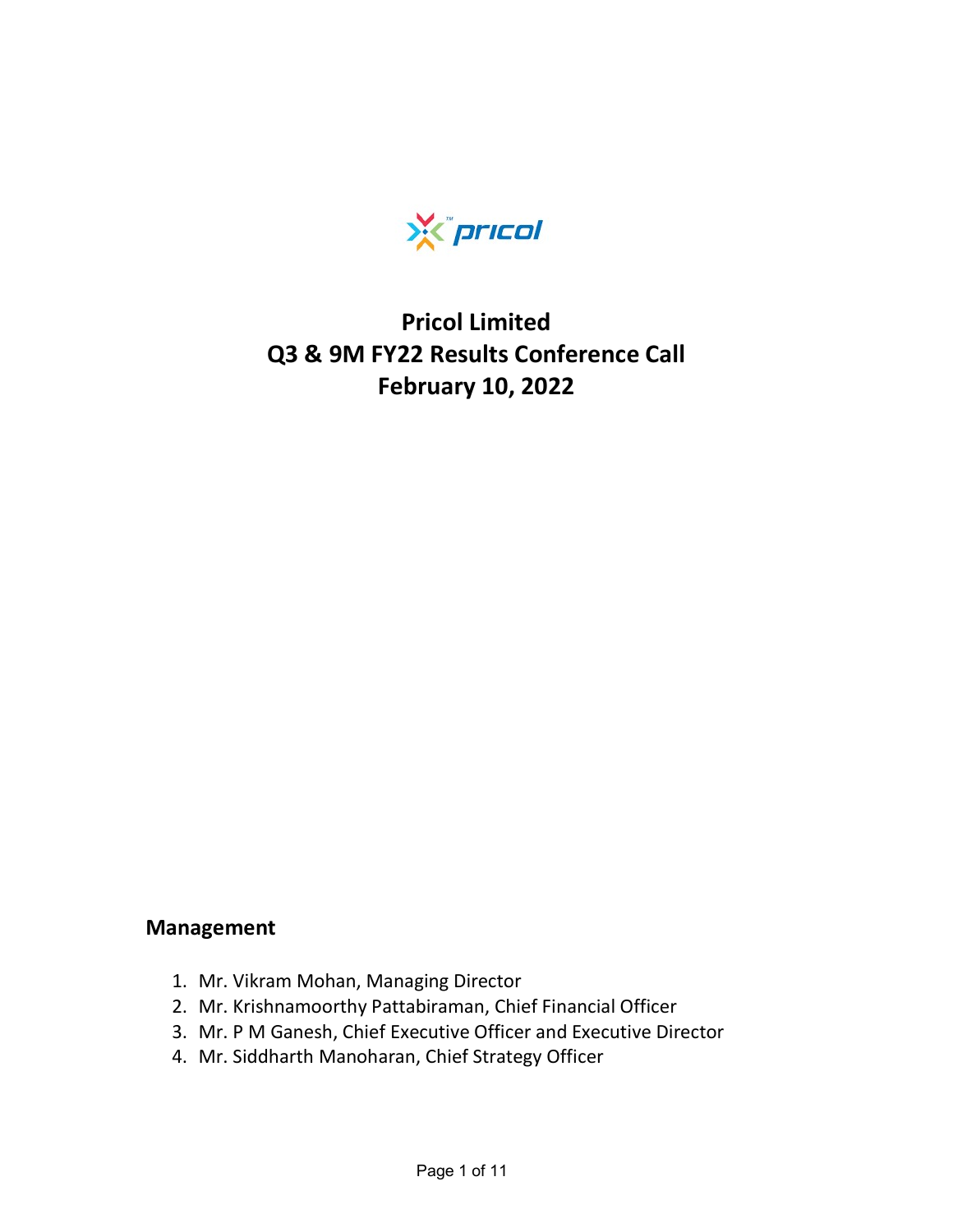# Pricol Limited
# Q3 & 9M FY22 Results Conference Call
# February 10, 2022

## Management

1. Mr. Vikram Mohan, Managing Director
2. Mr. Krishnamoorthy Pattabiraman, Chief Financial Officer
3. Mr. P M Ganesh, Chief Executive Officer and Executive Director
4. Mr. Siddharth Manoharan, Chief Strategy Officer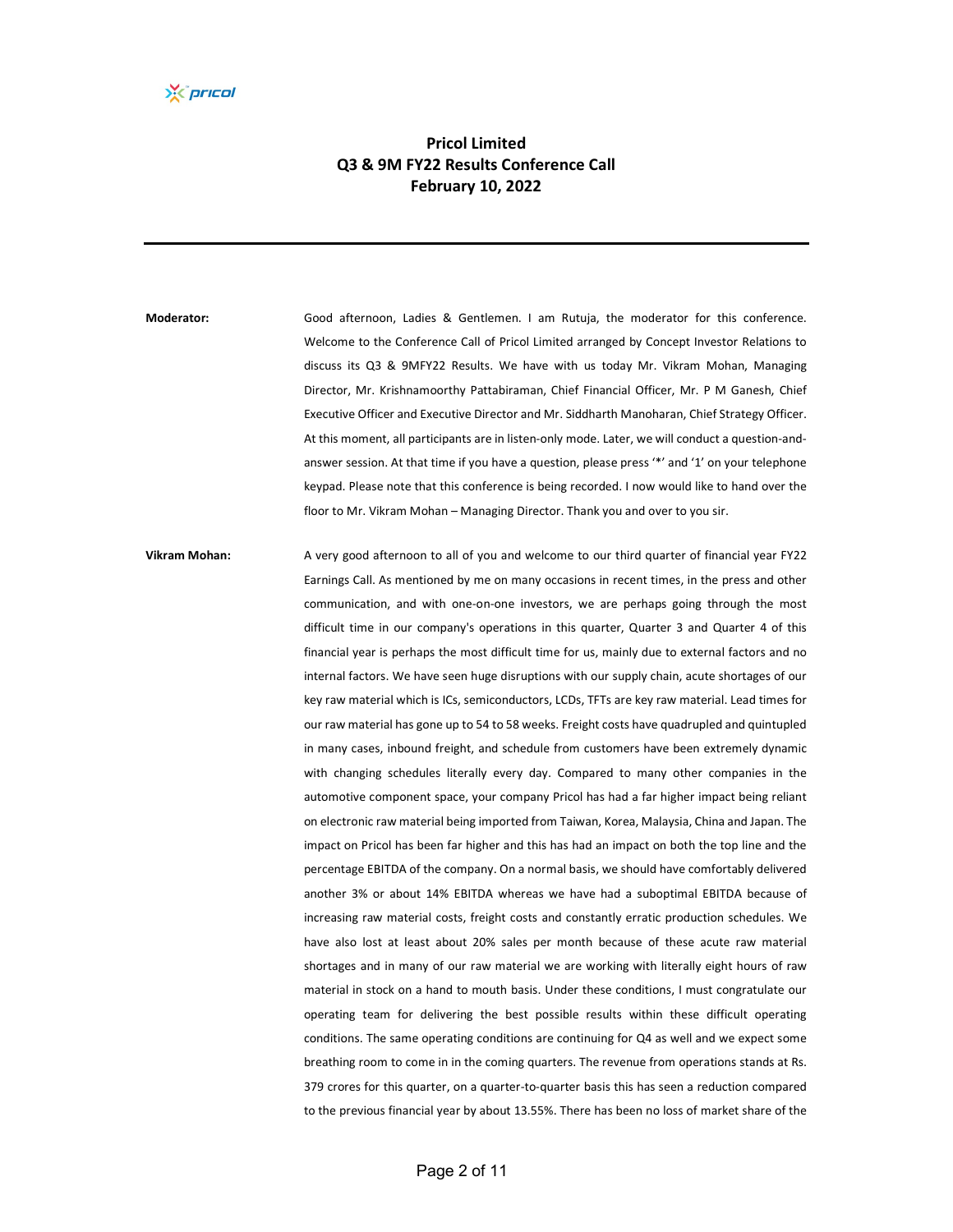# Pricol Limited
## Q3 & 9M FY22 Results Conference Call
## February 10, 2022

---

**Moderator:** Good afternoon, Ladies & Gentlemen. I am Rutuja, the moderator for this conference. Welcome to the Conference Call of Pricol Limited arranged by Concept Investor Relations to discuss its Q3 & 9MFY22 Results. We have with us today Mr. Vikram Mohan, Managing Director, Mr. Krishnamoorthy Pattabiraman, Chief Financial Officer, Mr. P M Ganesh, Chief Executive Officer and Executive Director and Mr. Siddharth Manoharan, Chief Strategy Officer. At this moment, all participants are in listen-only mode. Later, we will conduct a question-and-answer session. At that time if you have a question, please press '*' and '1' on your telephone keypad. Please note that this conference is being recorded. I now would like to hand over the floor to Mr. Vikram Mohan – Managing Director. Thank you and over to you sir.

**Vikram Mohan:** A very good afternoon to all of you and welcome to our third quarter of financial year FY22 Earnings Call. As mentioned by me on many occasions in recent times, in the press and other communication, and with one-on-one investors, we are perhaps going through the most difficult time in our company's operations in this quarter, Quarter 3 and Quarter 4 of this financial year is perhaps the most difficult time for us, mainly due to external factors and no internal factors. We have seen huge disruptions with our supply chain, acute shortages of our key raw material which is ICs, semiconductors, LCDs, TFTs are key raw material. Lead times for our raw material has gone up to 54 to 58 weeks. Freight costs have quadrupled and quintupled in many cases, inbound freight, and schedule from customers have been extremely dynamic with changing schedules literally every day. Compared to many other companies in the automotive component space, your company Pricol has had a far higher impact being reliant on electronic raw material being imported from Taiwan, Korea, Malaysia, China and Japan. The impact on Pricol has been far higher and this has had an impact on both the top line and the percentage EBITDA of the company. On a normal basis, we should have comfortably delivered another 3% or about 14% EBITDA whereas we have had a suboptimal EBITDA because of increasing raw material costs, freight costs and constantly erratic production schedules. We have also lost at least about 20% sales per month because of these acute raw material shortages and in many of our raw material we are working with literally eight hours of raw material in stock on a hand to mouth basis. Under these conditions, I must congratulate our operating team for delivering the best possible results within these difficult operating conditions. The same operating conditions are continuing for Q4 as well and we expect some breathing room to come in in the coming quarters. The revenue from operations stands at Rs. 379 crores for this quarter, on a quarter-to-quarter basis this has seen a reduction compared to the previous financial year by about 13.55%. There has been no loss of market share of the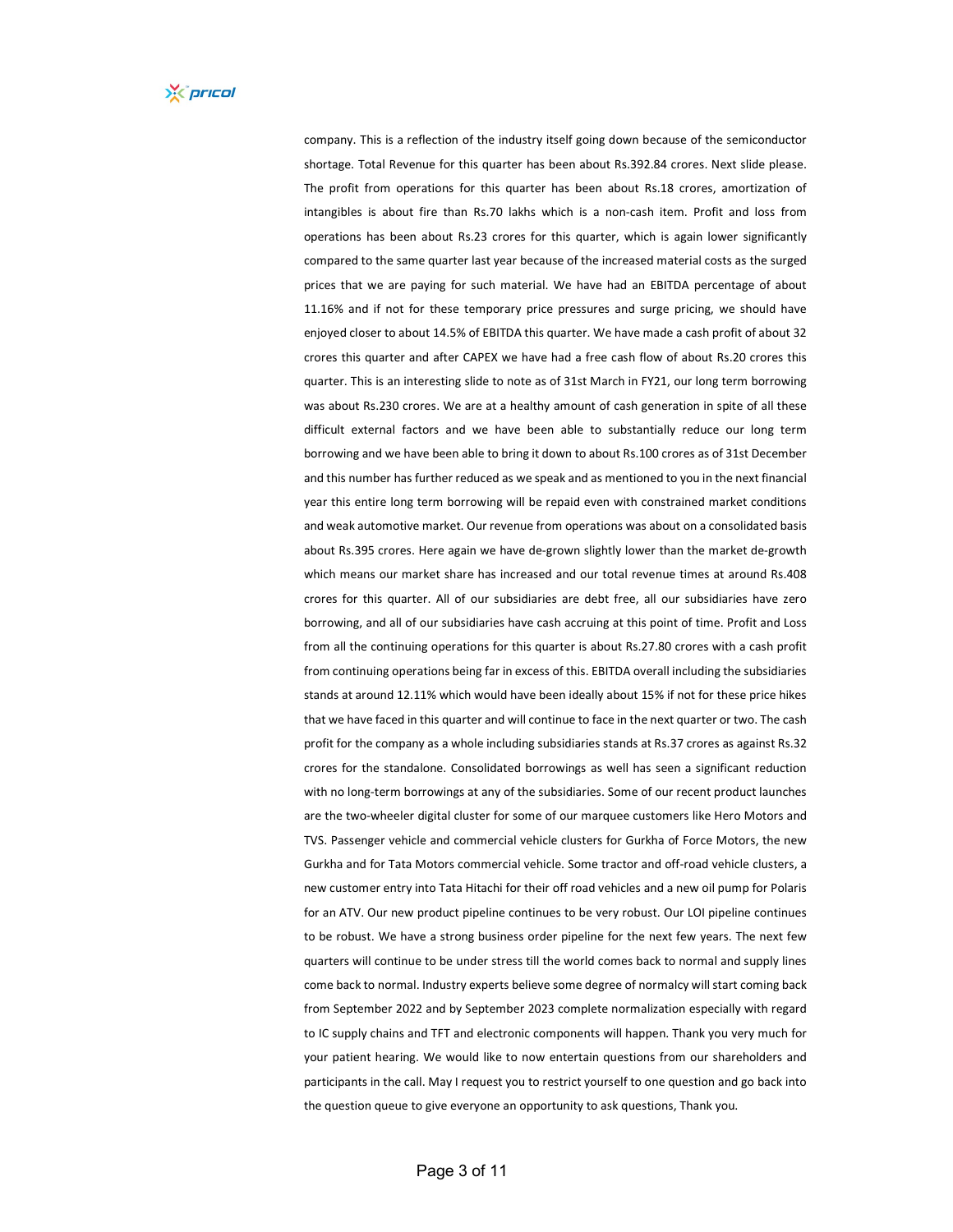company. This is a reflection of the industry itself going down because of the semiconductor shortage. Total Revenue for this quarter has been about Rs.392.84 crores. Next slide please. The profit from operations for this quarter has been about Rs.18 crores, amortization of intangibles is about fire than Rs.70 lakhs which is a non-cash item. Profit and loss from operations has been about Rs.23 crores for this quarter, which is again lower significantly compared to the same quarter last year because of the increased material costs as the surged prices that we are paying for such material. We have had an EBITDA percentage of about 11.16% and if not for these temporary price pressures and surge pricing, we should have enjoyed closer to about 14.5% of EBITDA this quarter. We have made a cash profit of about 32 crores this quarter and after CAPEX we have had a free cash flow of about Rs.20 crores this quarter. This is an interesting slide to note as of 31st March in FY21, our long term borrowing was about Rs.230 crores. We are at a healthy amount of cash generation in spite of all these difficult external factors and we have been able to substantially reduce our long term borrowing and we have been able to bring it down to about Rs.100 crores as of 31st December and this number has further reduced as we speak and as mentioned to you in the next financial year this entire long term borrowing will be repaid even with constrained market conditions and weak automotive market. Our revenue from operations was about on a consolidated basis about Rs.395 crores. Here again we have de-grown slightly lower than the market de-growth which means our market share has increased and our total revenue times at around Rs.408 crores for this quarter. All of our subsidiaries are debt free, all our subsidiaries have zero borrowing, and all of our subsidiaries have cash accruing at this point of time. Profit and Loss from all the continuing operations for this quarter is about Rs.27.80 crores with a cash profit from continuing operations being far in excess of this. EBITDA overall including the subsidiaries stands at around 12.11% which would have been ideally about 15% if not for these price hikes that we have faced in this quarter and will continue to face in the next quarter or two. The cash profit for the company as a whole including subsidiaries stands at Rs.37 crores as against Rs.32 crores for the standalone. Consolidated borrowings as well has seen a significant reduction with no long-term borrowings at any of the subsidiaries. Some of our recent product launches are the two-wheeler digital cluster for some of our marquee customers like Hero Motors and TVS. Passenger vehicle and commercial vehicle clusters for Gurkha of Force Motors, the new Gurkha and for Tata Motors commercial vehicle. Some tractor and off-road vehicle clusters, a new customer entry into Tata Hitachi for their off road vehicles and a new oil pump for Polaris for an ATV. Our new product pipeline continues to be very robust. Our LOI pipeline continues to be robust. We have a strong business order pipeline for the next few years. The next few quarters will continue to be under stress till the world comes back to normal and supply lines come back to normal. Industry experts believe some degree of normalcy will start coming back from September 2022 and by September 2023 complete normalization especially with regard to IC supply chains and TFT and electronic components will happen. Thank you very much for your patient hearing. We would like to now entertain questions from our shareholders and participants in the call. May I request you to restrict yourself to one question and go back into the question queue to give everyone an opportunity to ask questions, Thank you.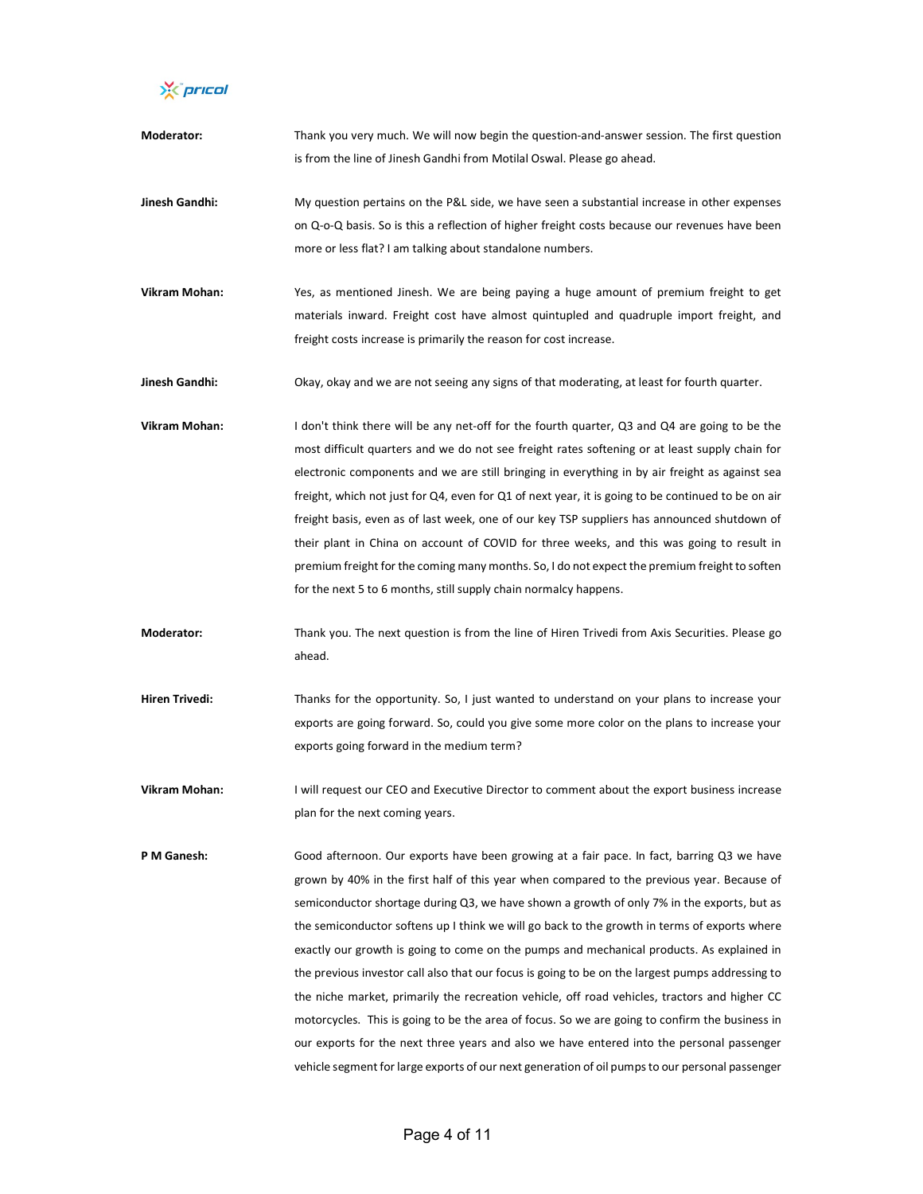**Moderator:** Thank you very much. We will now begin the question-and-answer session. The first question is from the line of Jinesh Gandhi from Motilal Oswal. Please go ahead.

**Jinesh Gandhi:** My question pertains on the P&L side, we have seen a substantial increase in other expenses on Q-o-Q basis. So is this a reflection of higher freight costs because our revenues have been more or less flat? I am talking about standalone numbers.

**Vikram Mohan:** Yes, as mentioned Jinesh. We are being paying a huge amount of premium freight to get materials inward. Freight cost have almost quintupled and quadruple import freight, and freight costs increase is primarily the reason for cost increase.

**Jinesh Gandhi:** Okay, okay and we are not seeing any signs of that moderating, at least for fourth quarter.

**Vikram Mohan:** I don't think there will be any net-off for the fourth quarter, Q3 and Q4 are going to be the most difficult quarters and we do not see freight rates softening or at least supply chain for electronic components and we are still bringing in everything in by air freight as against sea freight, which not just for Q4, even for Q1 of next year, it is going to be continued to be on air freight basis, even as of last week, one of our key TSP suppliers has announced shutdown of their plant in China on account of COVID for three weeks, and this was going to result in premium freight for the coming many months. So, I do not expect the premium freight to soften for the next 5 to 6 months, still supply chain normalcy happens.

**Moderator:** Thank you. The next question is from the line of Hiren Trivedi from Axis Securities. Please go ahead.

**Hiren Trivedi:** Thanks for the opportunity. So, I just wanted to understand on your plans to increase your exports are going forward. So, could you give some more color on the plans to increase your exports going forward in the medium term?

**Vikram Mohan:** I will request our CEO and Executive Director to comment about the export business increase plan for the next coming years.

**P M Ganesh:** Good afternoon. Our exports have been growing at a fair pace. In fact, barring Q3 we have grown by 40% in the first half of this year when compared to the previous year. Because of semiconductor shortage during Q3, we have shown a growth of only 7% in the exports, but as the semiconductor softens up I think we will go back to the growth in terms of exports where exactly our growth is going to come on the pumps and mechanical products. As explained in the previous investor call also that our focus is going to be on the largest pumps addressing to the niche market, primarily the recreation vehicle, off road vehicles, tractors and higher CC motorcycles. This is going to be the area of focus. So we are going to confirm the business in our exports for the next three years and also we have entered into the personal passenger vehicle segment for large exports of our next generation of oil pumps to our personal passenger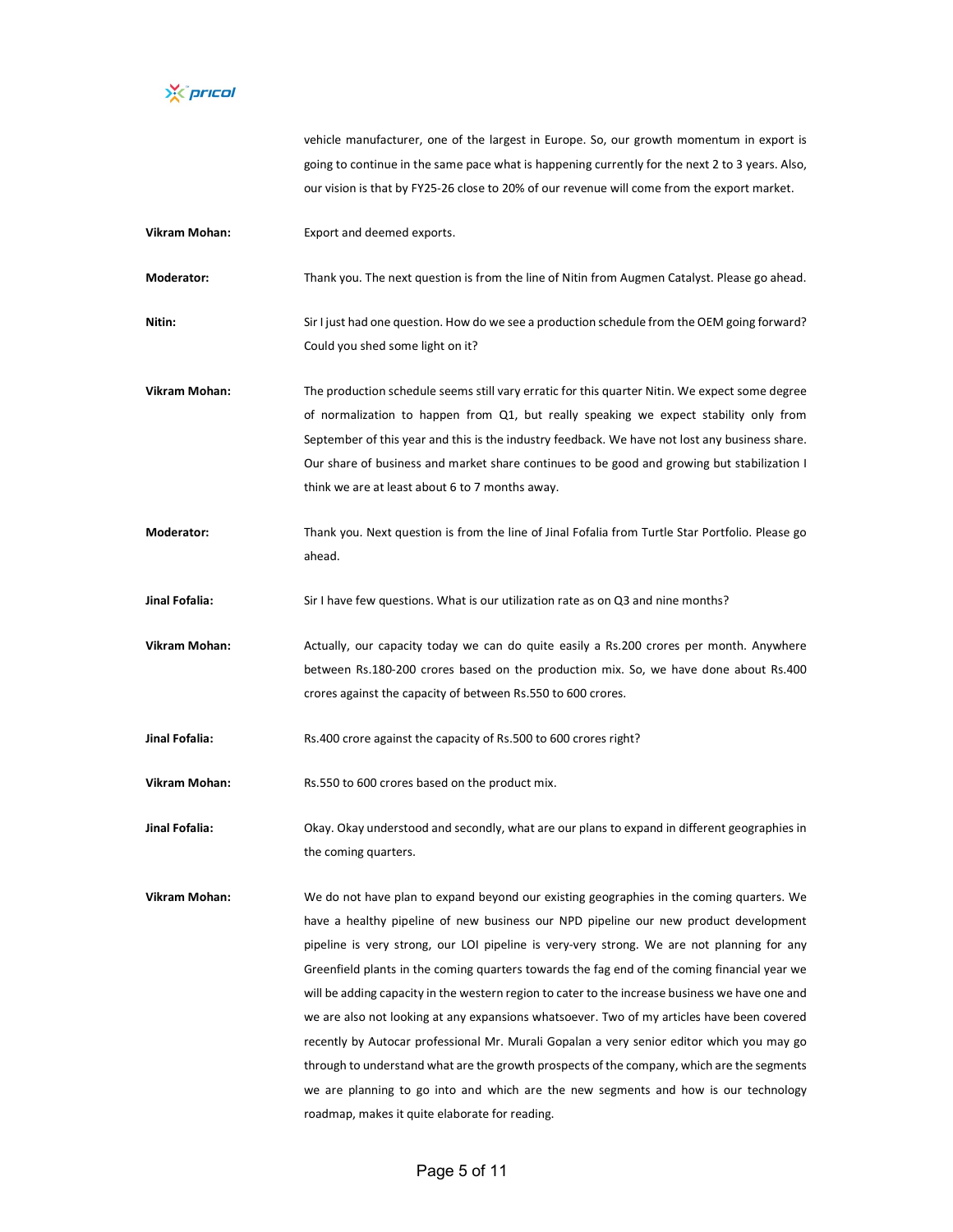vehicle manufacturer, one of the largest in Europe. So, our growth momentum in export is going to continue in the same pace what is happening currently for the next 2 to 3 years. Also, our vision is that by FY25-26 close to 20% of our revenue will come from the export market.

**Vikram Mohan:** Export and deemed exports.

**Moderator:** Thank you. The next question is from the line of Nitin from Augmen Catalyst. Please go ahead.

**Nitin:** Sir I just had one question. How do we see a production schedule from the OEM going forward? Could you shed some light on it?

**Vikram Mohan:** The production schedule seems still vary erratic for this quarter Nitin. We expect some degree of normalization to happen from Q1, but really speaking we expect stability only from September of this year and this is the industry feedback. We have not lost any business share. Our share of business and market share continues to be good and growing but stabilization I think we are at least about 6 to 7 months away.

**Moderator:** Thank you. Next question is from the line of Jinal Fofalia from Turtle Star Portfolio. Please go ahead.

**Jinal Fofalia:** Sir I have few questions. What is our utilization rate as on Q3 and nine months?

**Vikram Mohan:** Actually, our capacity today we can do quite easily a Rs.200 crores per month. Anywhere between Rs.180-200 crores based on the production mix. So, we have done about Rs.400 crores against the capacity of between Rs.550 to 600 crores.

**Jinal Fofalia:** Rs.400 crore against the capacity of Rs.500 to 600 crores right?

**Vikram Mohan:** Rs.550 to 600 crores based on the product mix.

**Jinal Fofalia:** Okay. Okay understood and secondly, what are our plans to expand in different geographies in the coming quarters.

**Vikram Mohan:** We do not have plan to expand beyond our existing geographies in the coming quarters. We have a healthy pipeline of new business our NPD pipeline our new product development pipeline is very strong, our LOI pipeline is very-very strong. We are not planning for any Greenfield plants in the coming quarters towards the fag end of the coming financial year we will be adding capacity in the western region to cater to the increase business we have one and we are also not looking at any expansions whatsoever. Two of my articles have been covered recently by Autocar professional Mr. Murali Gopalan a very senior editor which you may go through to understand what are the growth prospects of the company, which are the segments we are planning to go into and which are the new segments and how is our technology roadmap, makes it quite elaborate for reading.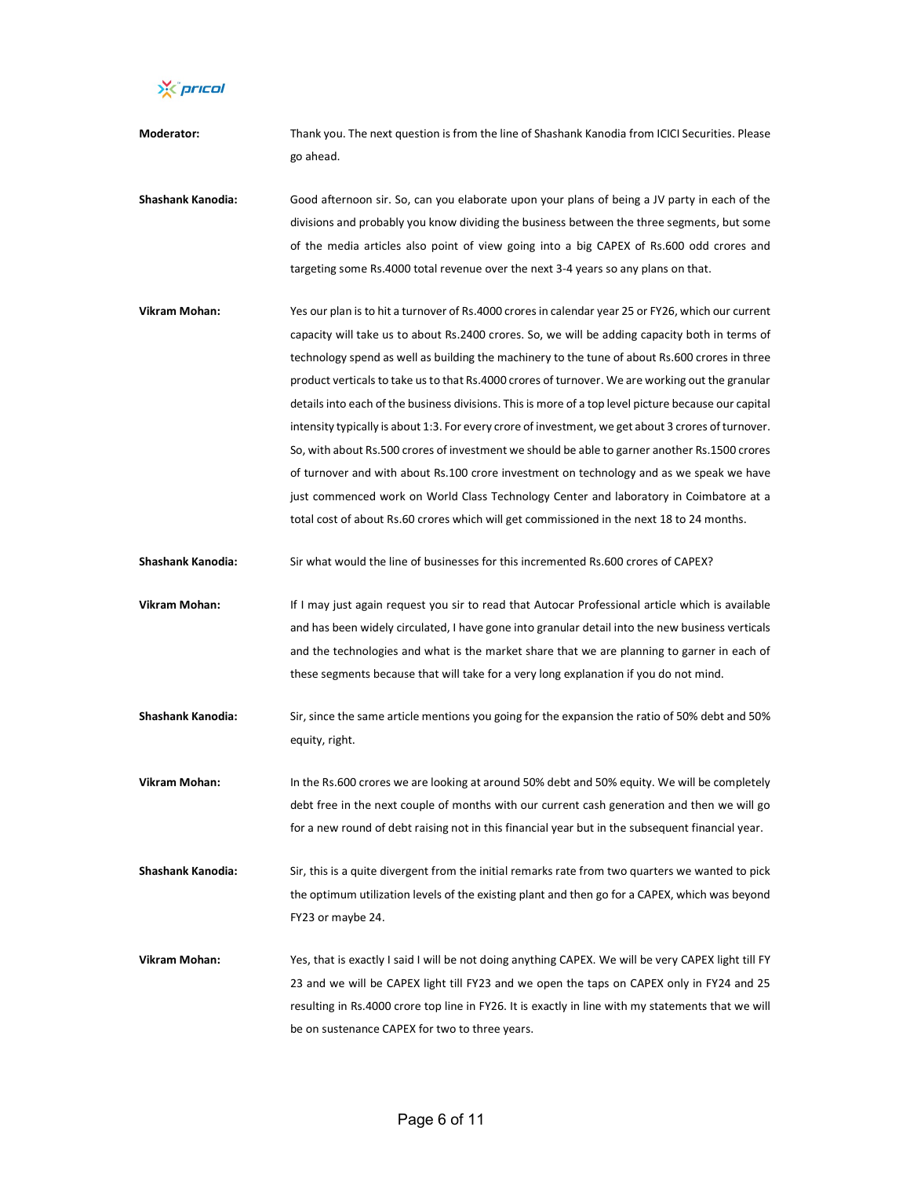**Moderator:** Thank you. The next question is from the line of Shashank Kanodia from ICICI Securities. Please go ahead.

**Shashank Kanodia:** Good afternoon sir. So, can you elaborate upon your plans of being a JV party in each of the divisions and probably you know dividing the business between the three segments, but some of the media articles also point of view going into a big CAPEX of Rs.600 odd crores and targeting some Rs.4000 total revenue over the next 3-4 years so any plans on that.

**Vikram Mohan:** Yes our plan is to hit a turnover of Rs.4000 crores in calendar year 25 or FY26, which our current capacity will take us to about Rs.2400 crores. So, we will be adding capacity both in terms of technology spend as well as building the machinery to the tune of about Rs.600 crores in three product verticals to take us to that Rs.4000 crores of turnover. We are working out the granular details into each of the business divisions. This is more of a top level picture because our capital intensity typically is about 1:3. For every crore of investment, we get about 3 crores of turnover. So, with about Rs.500 crores of investment we should be able to garner another Rs.1500 crores of turnover and with about Rs.100 crore investment on technology and as we speak we have just commenced work on World Class Technology Center and laboratory in Coimbatore at a total cost of about Rs.60 crores which will get commissioned in the next 18 to 24 months.

**Shashank Kanodia:** Sir what would the line of businesses for this incremented Rs.600 crores of CAPEX?

**Vikram Mohan:** If I may just again request you sir to read that Autocar Professional article which is available and has been widely circulated, I have gone into granular detail into the new business verticals and the technologies and what is the market share that we are planning to garner in each of these segments because that will take for a very long explanation if you do not mind.

**Shashank Kanodia:** Sir, since the same article mentions you going for the expansion the ratio of 50% debt and 50% equity, right.

**Vikram Mohan:** In the Rs.600 crores we are looking at around 50% debt and 50% equity. We will be completely debt free in the next couple of months with our current cash generation and then we will go for a new round of debt raising not in this financial year but in the subsequent financial year.

**Shashank Kanodia:** Sir, this is a quite divergent from the initial remarks rate from two quarters we wanted to pick the optimum utilization levels of the existing plant and then go for a CAPEX, which was beyond FY23 or maybe 24.

**Vikram Mohan:** Yes, that is exactly I said I will be not doing anything CAPEX. We will be very CAPEX light till FY 23 and we will be CAPEX light till FY23 and we open the taps on CAPEX only in FY24 and 25 resulting in Rs.4000 crore top line in FY26. It is exactly in line with my statements that we will be on sustenance CAPEX for two to three years.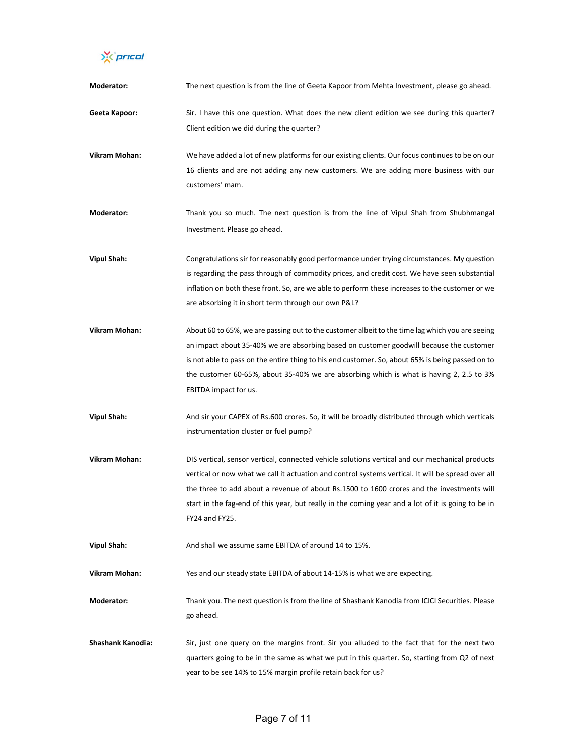**Moderator:** The next question is from the line of Geeta Kapoor from Mehta Investment, please go ahead.

**Geeta Kapoor:** Sir. I have this one question. What does the new client edition we see during this quarter? Client edition we did during the quarter?

**Vikram Mohan:** We have added a lot of new platforms for our existing clients. Our focus continues to be on our 16 clients and are not adding any new customers. We are adding more business with our customers' mam.

**Moderator:** Thank you so much. The next question is from the line of Vipul Shah from Shubhmangal Investment. Please go ahead.

**Vipul Shah:** Congratulations sir for reasonably good performance under trying circumstances. My question is regarding the pass through of commodity prices, and credit cost. We have seen substantial inflation on both these front. So, are we able to perform these increases to the customer or we are absorbing it in short term through our own P&L?

**Vikram Mohan:** About 60 to 65%, we are passing out to the customer albeit to the time lag which you are seeing an impact about 35-40% we are absorbing based on customer goodwill because the customer is not able to pass on the entire thing to his end customer. So, about 65% is being passed on to the customer 60-65%, about 35-40% we are absorbing which is what is having 2, 2.5 to 3% EBITDA impact for us.

**Vipul Shah:** And sir your CAPEX of Rs.600 crores. So, it will be broadly distributed through which verticals instrumentation cluster or fuel pump?

**Vikram Mohan:** DIS vertical, sensor vertical, connected vehicle solutions vertical and our mechanical products vertical or now what we call it actuation and control systems vertical. It will be spread over all the three to add about a revenue of about Rs.1500 to 1600 crores and the investments will start in the fag-end of this year, but really in the coming year and a lot of it is going to be in FY24 and FY25.

**Vipul Shah:** And shall we assume same EBITDA of around 14 to 15%.

**Vikram Mohan:** Yes and our steady state EBITDA of about 14-15% is what we are expecting.

**Moderator:** Thank you. The next question is from the line of Shashank Kanodia from ICICI Securities. Please go ahead.

**Shashank Kanodia:** Sir, just one query on the margins front. Sir you alluded to the fact that for the next two quarters going to be in the same as what we put in this quarter. So, starting from Q2 of next year to be see 14% to 15% margin profile retain back for us?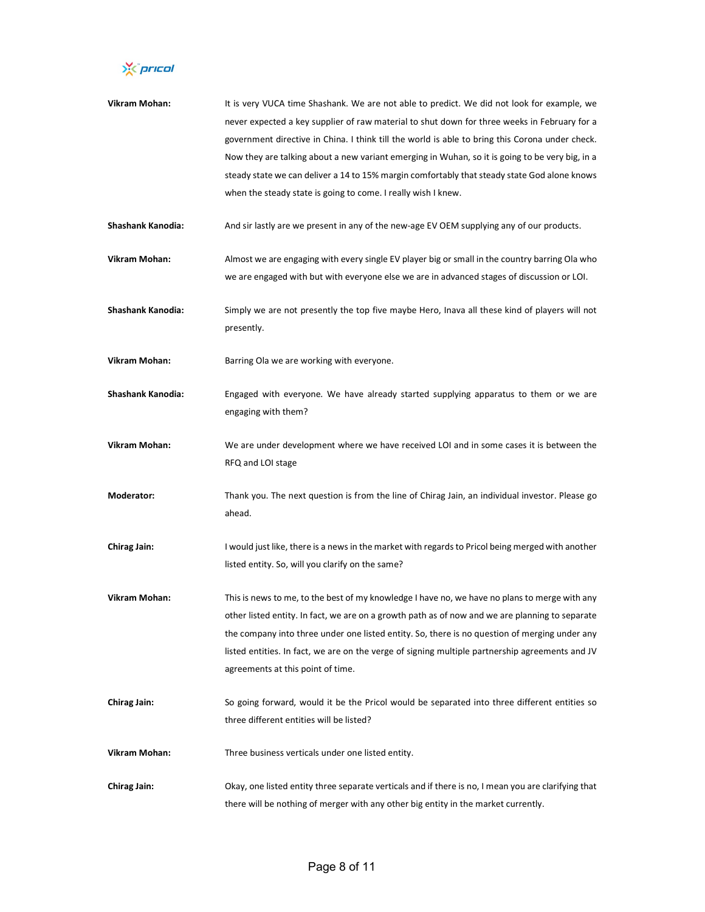**Vikram Mohan:** It is very VUCA time Shashank. We are not able to predict. We did not look for example, we never expected a key supplier of raw material to shut down for three weeks in February for a government directive in China. I think till the world is able to bring this Corona under check. Now they are talking about a new variant emerging in Wuhan, so it is going to be very big, in a steady state we can deliver a 14 to 15% margin comfortably that steady state God alone knows when the steady state is going to come. I really wish I knew.

**Shashank Kanodia:** And sir lastly are we present in any of the new-age EV OEM supplying any of our products.

**Vikram Mohan:** Almost we are engaging with every single EV player big or small in the country barring Ola who we are engaged with but with everyone else we are in advanced stages of discussion or LOI.

**Shashank Kanodia:** Simply we are not presently the top five maybe Hero, Inava all these kind of players will not presently.

**Vikram Mohan:** Barring Ola we are working with everyone.

**Shashank Kanodia:** Engaged with everyone. We have already started supplying apparatus to them or we are engaging with them?

**Vikram Mohan:** We are under development where we have received LOI and in some cases it is between the RFQ and LOI stage

**Moderator:** Thank you. The next question is from the line of Chirag Jain, an individual investor. Please go ahead.

**Chirag Jain:** I would just like, there is a news in the market with regards to Pricol being merged with another listed entity. So, will you clarify on the same?

**Vikram Mohan:** This is news to me, to the best of my knowledge I have no, we have no plans to merge with any other listed entity. In fact, we are on a growth path as of now and we are planning to separate the company into three under one listed entity. So, there is no question of merging under any listed entities. In fact, we are on the verge of signing multiple partnership agreements and JV agreements at this point of time.

**Chirag Jain:** So going forward, would it be the Pricol would be separated into three different entities so three different entities will be listed?

**Vikram Mohan:** Three business verticals under one listed entity.

**Chirag Jain:** Okay, one listed entity three separate verticals and if there is no, I mean you are clarifying that there will be nothing of merger with any other big entity in the market currently.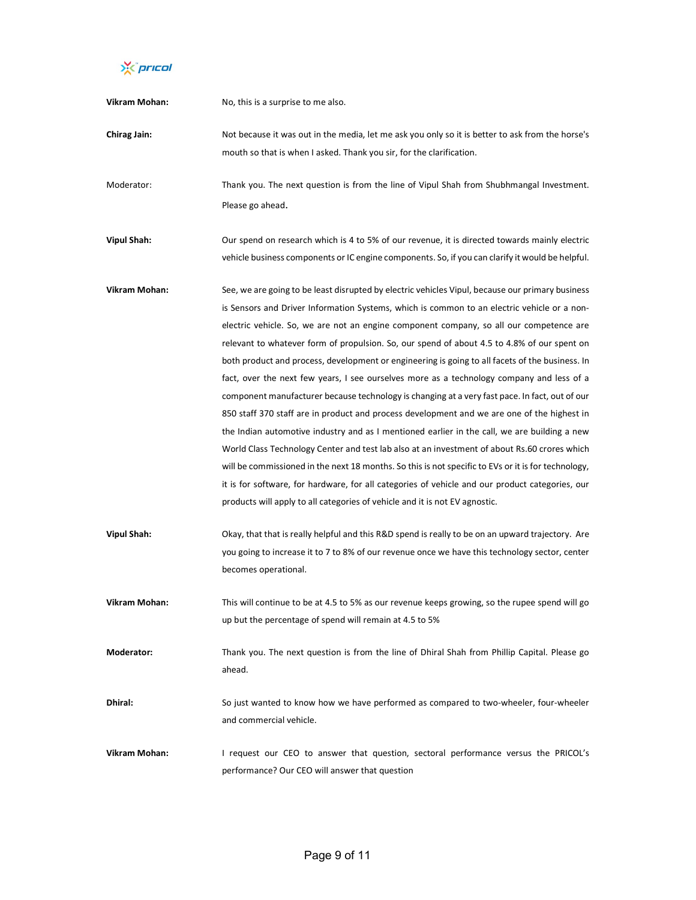**Vikram Mohan:** No, this is a surprise to me also.

**Chirag Jain:** Not because it was out in the media, let me ask you only so it is better to ask from the horse's mouth so that is when I asked. Thank you sir, for the clarification.

Moderator: Thank you. The next question is from the line of Vipul Shah from Shubhmangal Investment. Please go ahead.

**Vipul Shah:** Our spend on research which is 4 to 5% of our revenue, it is directed towards mainly electric vehicle business components or IC engine components. So, if you can clarify it would be helpful.

**Vikram Mohan:** See, we are going to be least disrupted by electric vehicles Vipul, because our primary business is Sensors and Driver Information Systems, which is common to an electric vehicle or a non-electric vehicle. So, we are not an engine component company, so all our competence are relevant to whatever form of propulsion. So, our spend of about 4.5 to 4.8% of our spent on both product and process, development or engineering is going to all facets of the business. In fact, over the next few years, I see ourselves more as a technology company and less of a component manufacturer because technology is changing at a very fast pace. In fact, out of our 850 staff 370 staff are in product and process development and we are one of the highest in the Indian automotive industry and as I mentioned earlier in the call, we are building a new World Class Technology Center and test lab also at an investment of about Rs.60 crores which will be commissioned in the next 18 months. So this is not specific to EVs or it is for technology, it is for software, for hardware, for all categories of vehicle and our product categories, our products will apply to all categories of vehicle and it is not EV agnostic.

**Vipul Shah:** Okay, that that is really helpful and this R&D spend is really to be on an upward trajectory. Are you going to increase it to 7 to 8% of our revenue once we have this technology sector, center becomes operational.

**Vikram Mohan:** This will continue to be at 4.5 to 5% as our revenue keeps growing, so the rupee spend will go up but the percentage of spend will remain at 4.5 to 5%

**Moderator:** Thank you. The next question is from the line of Dhiral Shah from Phillip Capital. Please go ahead.

**Dhiral:** So just wanted to know how we have performed as compared to two-wheeler, four-wheeler and commercial vehicle.

**Vikram Mohan:** I request our CEO to answer that question, sectoral performance versus the PRICOL's performance? Our CEO will answer that question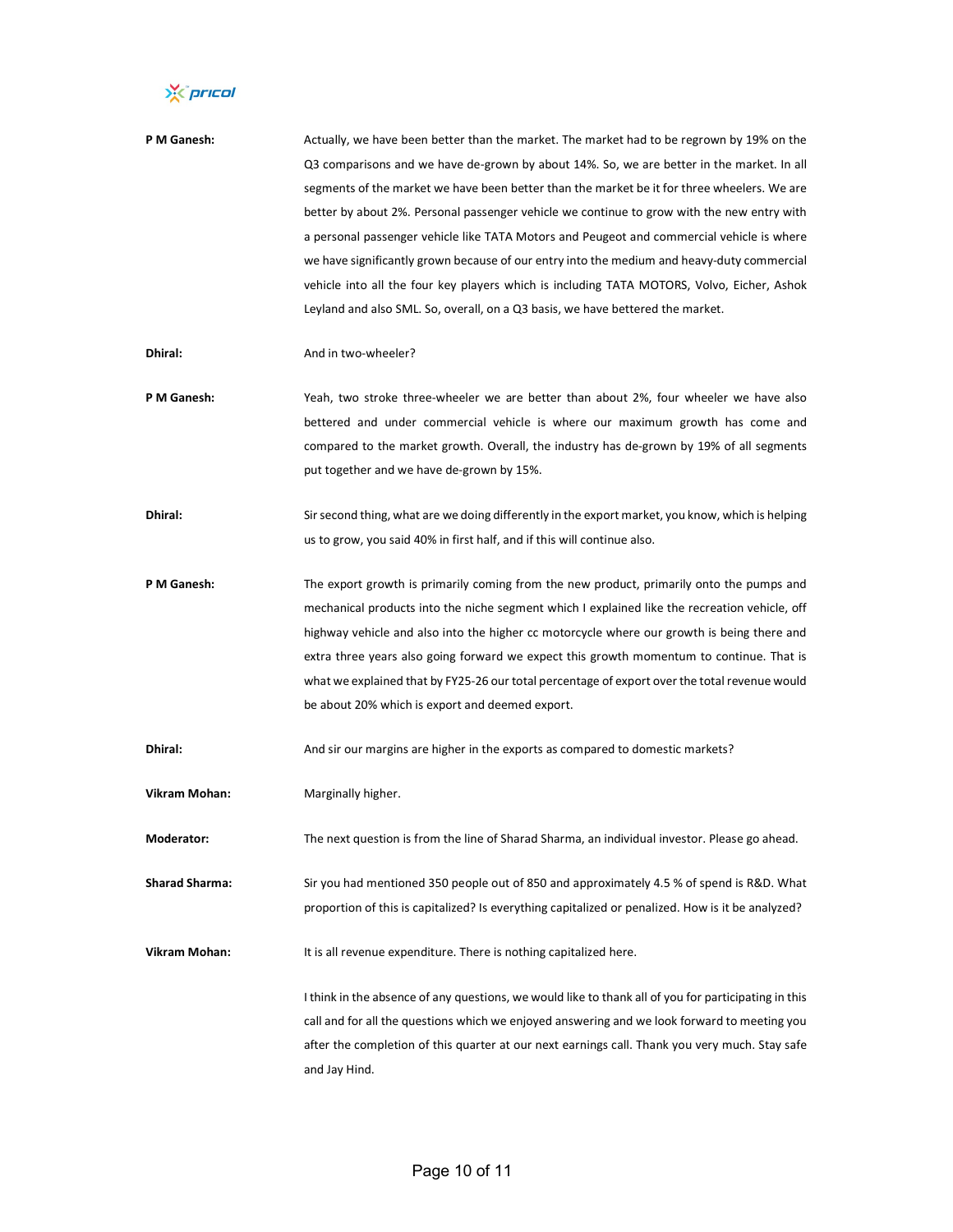**P M Ganesh:** Actually, we have been better than the market. The market had to be regrown by 19% on the Q3 comparisons and we have de-grown by about 14%. So, we are better in the market. In all segments of the market we have been better than the market be it for three wheelers. We are better by about 2%. Personal passenger vehicle we continue to grow with the new entry with a personal passenger vehicle like TATA Motors and Peugeot and commercial vehicle is where we have significantly grown because of our entry into the medium and heavy-duty commercial vehicle into all the four key players which is including TATA MOTORS, Volvo, Eicher, Ashok Leyland and also SML. So, overall, on a Q3 basis, we have bettered the market.

**Dhiral:** And in two-wheeler?

**P M Ganesh:** Yeah, two stroke three-wheeler we are better than about 2%, four wheeler we have also bettered and under commercial vehicle is where our maximum growth has come and compared to the market growth. Overall, the industry has de-grown by 19% of all segments put together and we have de-grown by 15%.

**Dhiral:** Sir second thing, what are we doing differently in the export market, you know, which is helping us to grow, you said 40% in first half, and if this will continue also.

**P M Ganesh:** The export growth is primarily coming from the new product, primarily onto the pumps and mechanical products into the niche segment which I explained like the recreation vehicle, off highway vehicle and also into the higher cc motorcycle where our growth is being there and extra three years also going forward we expect this growth momentum to continue. That is what we explained that by FY25-26 our total percentage of export over the total revenue would be about 20% which is export and deemed export.

**Dhiral:** And sir our margins are higher in the exports as compared to domestic markets?

**Vikram Mohan:** Marginally higher.

**Moderator:** The next question is from the line of Sharad Sharma, an individual investor. Please go ahead.

**Sharad Sharma:** Sir you had mentioned 350 people out of 850 and approximately 4.5 % of spend is R&D. What proportion of this is capitalized? Is everything capitalized or penalized. How is it be analyzed?

**Vikram Mohan:** It is all revenue expenditure. There is nothing capitalized here.

I think in the absence of any questions, we would like to thank all of you for participating in this call and for all the questions which we enjoyed answering and we look forward to meeting you after the completion of this quarter at our next earnings call. Thank you very much. Stay safe and Jay Hind.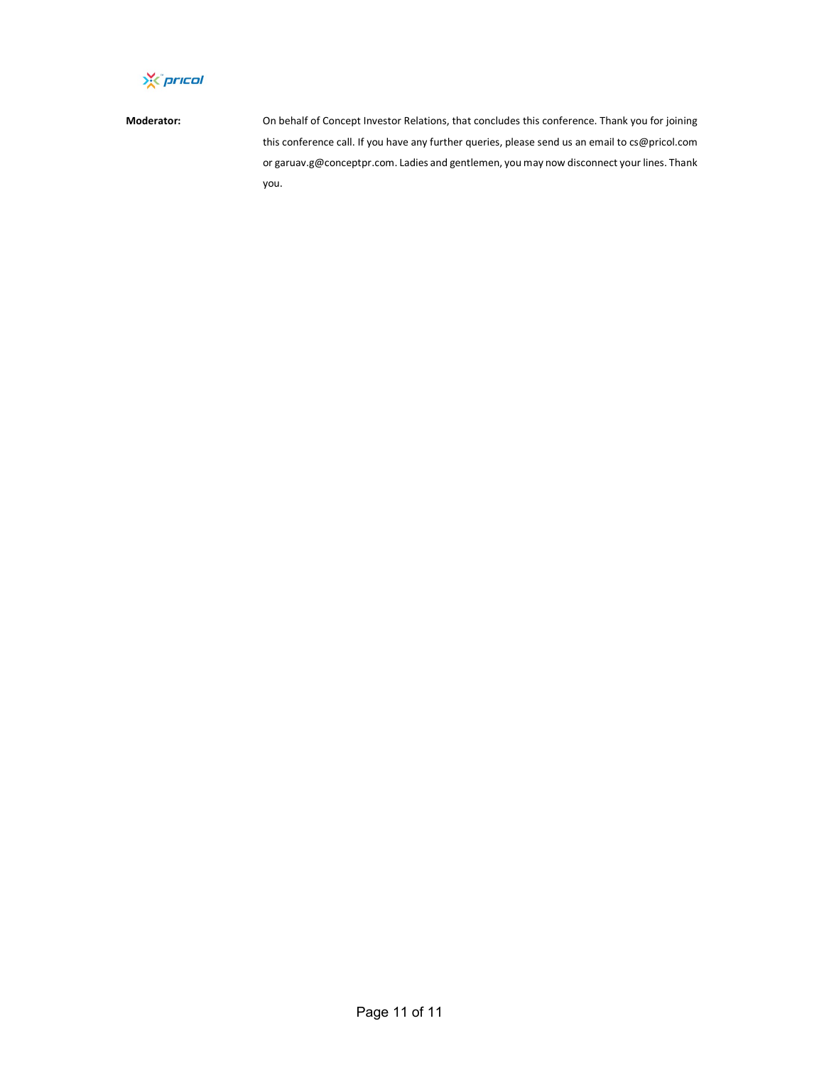**Moderator:** On behalf of Concept Investor Relations, that concludes this conference. Thank you for joining this conference call. If you have any further queries, please send us an email to cs@pricol.com or garuav.g@conceptpr.com. Ladies and gentlemen, you may now disconnect your lines. Thank you.